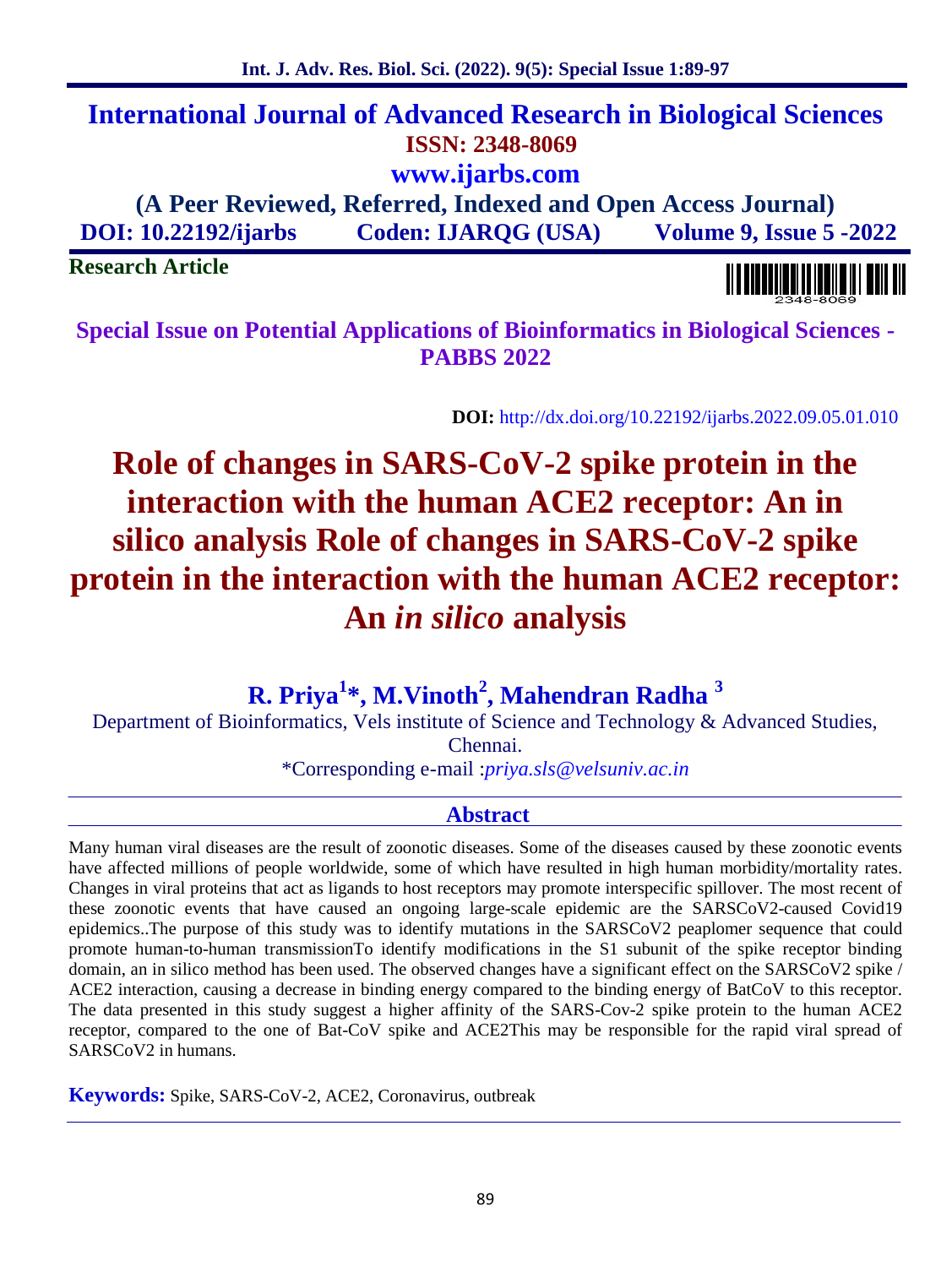# International Journal of Advanced Research in Biological Sciences

**ISSN: 2348-8069**

**www.ijarbs.com**

**(A Peer Reviewed, Referred, Indexed and Open Access Journal)**

**DOI: 10.22192/ijarbs Coden: IJARQG (USA) Volume 9, Issue 5 -2022**

**Research Article**

**Special Issue on Potential Applications of Bioinformatics in Biological Sciences - PABBS 2022**

**DOI:** http://dx.doi.org/10.22192/ijarbs.2022.09.05.01.010

# Role of changes in SARS-CoV-2 spike protein in the interaction with the human ACE2 receptor: An in silico analysis Role of changes in SARS-CoV-2 spike protein in the interaction with the human ACE2 receptor: An *in silico* analysis

**R. Priya[1]\*, M.Vinoth[2], Mahendran Radha [3]**

Department of Bioinformatics, Vels institute of Science and Technology & Advanced Studies, Chennai.

\*Corresponding e-mail :*priya.sls@velsuniv.ac.in*

## Abstract

Many human viral diseases are the result of zoonotic diseases. Some of the diseases caused by these zoonotic events have affected millions of people worldwide, some of which have resulted in high human morbidity/mortality rates. Changes in viral proteins that act as ligands to host receptors may promote interspecific spillover. The most recent of these zoonotic events that have caused an ongoing large-scale epidemic are the SARSCoV2-caused Covid19 epidemics..The purpose of this study was to identify mutations in the SARSCoV2 peaplomer sequence that could promote human-to-human transmissionTo identify modifications in the S1 subunit of the spike receptor binding domain, an in silico method has been used. The observed changes have a significant effect on the SARSCoV2 spike / ACE2 interaction, causing a decrease in binding energy compared to the binding energy of BatCoV to this receptor. The data presented in this study suggest a higher affinity of the SARS-Cov-2 spike protein to the human ACE2 receptor, compared to the one of Bat-CoV spike and ACE2This may be responsible for the rapid viral spread of SARSCoV2 in humans.

**Keywords:** Spike, SARS-CoV-2, ACE2, Coronavirus, outbreak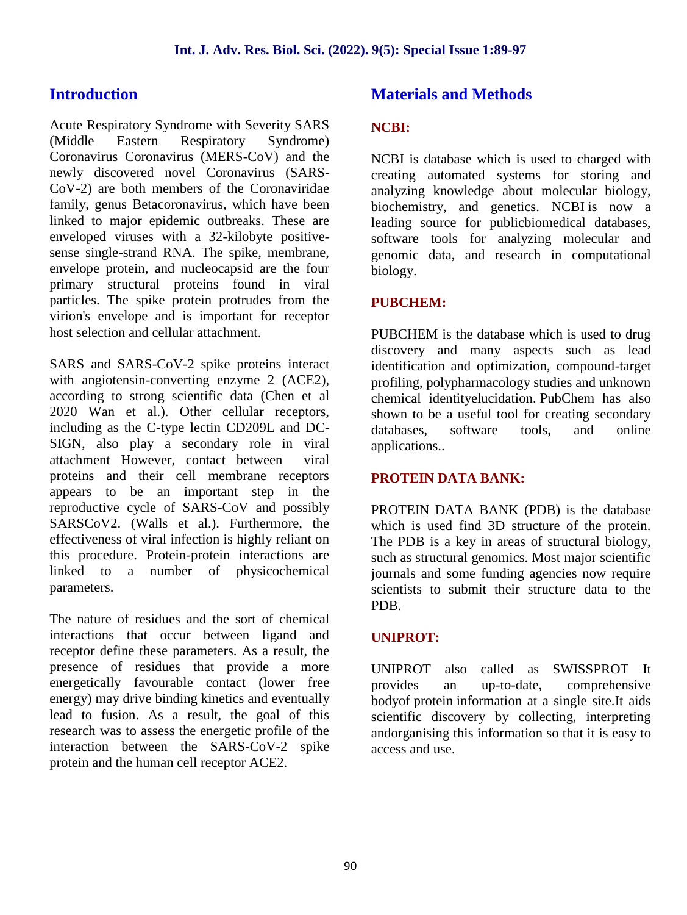## Introduction

Acute Respiratory Syndrome with Severity SARS (Middle Eastern Respiratory Syndrome) Coronavirus Coronavirus (MERS-CoV) and the newly discovered novel Coronavirus (SARS-CoV-2) are both members of the Coronaviridae family, genus Betacoronavirus, which have been linked to major epidemic outbreaks. These are enveloped viruses with a 32-kilobyte positive-sense single-strand RNA. The spike, membrane, envelope protein, and nucleocapsid are the four primary structural proteins found in viral particles. The spike protein protrudes from the virion's envelope and is important for receptor host selection and cellular attachment.

SARS and SARS-CoV-2 spike proteins interact with angiotensin-converting enzyme 2 (ACE2), according to strong scientific data (Chen et al 2020 Wan et al.). Other cellular receptors, including as the C-type lectin CD209L and DC-SIGN, also play a secondary role in viral attachment However, contact between viral proteins and their cell membrane receptors appears to be an important step in the reproductive cycle of SARS-CoV and possibly SARSCoV2. (Walls et al.). Furthermore, the effectiveness of viral infection is highly reliant on this procedure. Protein-protein interactions are linked to a number of physicochemical parameters.

The nature of residues and the sort of chemical interactions that occur between ligand and receptor define these parameters. As a result, the presence of residues that provide a more energetically favourable contact (lower free energy) may drive binding kinetics and eventually lead to fusion. As a result, the goal of this research was to assess the energetic profile of the interaction between the SARS-CoV-2 spike protein and the human cell receptor ACE2.

## Materials and Methods

### NCBI:

NCBI is database which is used to charged with creating automated systems for storing and analyzing knowledge about molecular biology, biochemistry, and genetics. NCBI is now a leading source for publicbiomedical databases, software tools for analyzing molecular and genomic data, and research in computational biology.

### PUBCHEM:

PUBCHEM is the database which is used to drug discovery and many aspects such as lead identification and optimization, compound-target profiling, polypharmacology studies and unknown chemical identityelucidation. PubChem has also shown to be a useful tool for creating secondary databases, software tools, and online applications..

### PROTEIN DATA BANK:

PROTEIN DATA BANK (PDB) is the database which is used find 3D structure of the protein. The PDB is a key in areas of structural biology, such as structural genomics. Most major scientific journals and some funding agencies now require scientists to submit their structure data to the PDB.

### UNIPROT:

UNIPROT also called as SWISSPROT It provides an up-to-date, comprehensive bodyof protein information at a single site.It aids scientific discovery by collecting, interpreting andorganising this information so that it is easy to access and use.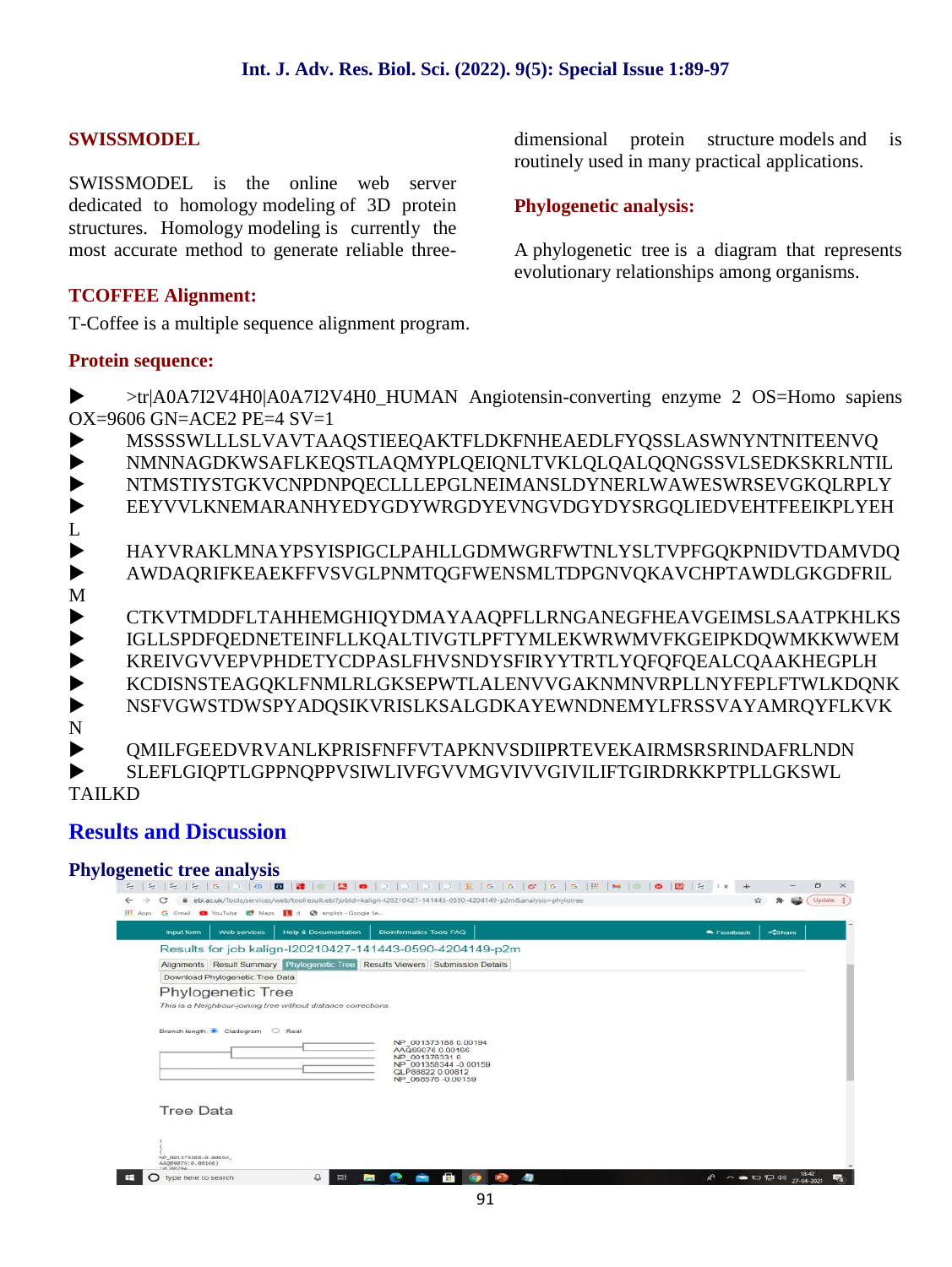## SWISSMODEL

SWISSMODEL is the online web server dedicated to homology modeling of 3D protein structures. Homology modeling is currently the most accurate method to generate reliable three-dimensional protein structure models and is routinely used in many practical applications.

## Phylogenetic analysis:

A phylogenetic tree is a diagram that represents evolutionary relationships among organisms.

## TCOFFEE Alignment:

T-Coffee is a multiple sequence alignment program.

## Protein sequence:

▶ >tr|A0A7I2V4H0|A0A7I2V4H0_HUMAN Angiotensin-converting enzyme 2 OS=Homo sapiens OX=9606 GN=ACE2 PE=4 SV=1
▶ MSSSSWLLLSLVAVTAAQSTIEEQAKTFLDKFNHEAEDLFYQSSLASWNYNTNITEENVQ
▶ NMNNAGDKWSAFLKEQSTLAQMYPLQEIQNLTVKLQLQALQQNGSSVLSEDKSKRLNTIL
▶ NTMSTIYSTGKVCNPDNPQECLLLEPGLNEIMANSLDYNERLWAWESWRSEVGKQLRPLY
▶ EEYVVLKNEMARANHYEDYGDYWRGDYEVNGVDGYDYSRGQLIEDVEHTFEEIKPLYEH
L
▶ HAYVRAKLMNAYPSYISPIGCLPAHLLGDMWGRFWTNLYSLTVPFGQKPNIDVTDAMVDQ
▶ AWDAQRIFKEAEKFFVSVGLPNMTQGFWENSMLTDPGNVQKAVCHPTAWDLGKGDFRIL
M
▶ CTKVTMDDFLTAHHEMGHIQYDMAYAAQPFLLRNGANEGFHEAVGEIMSLSAATPKHLKS
▶ IGLLSPDFQEDNETEINFLLKQALTIVGTLPFTYMLEKWRWMVFKGEIPKDQWMKKWWEM
▶ KREIVGVVEPVPHDETYCDPASLFHVSNDYSFIRYYTRTLYQFQFQEALCQAAKHEGPLH
▶ KCDISNSTEAGQKLFNMLRLGKSEPWTLALENVVGAKNMNVRPLLNYFEPLFTWLKDQNK
▶ NSFVGWSTDWSPYADQSIKVRISLKSALGDKAYEWNDNEMYLFRSSVAYAMRQYFLKVK
N
▶ QMILFGEEDVRVANLKPRISFNFFVTAPKNVSDIIPRTEVEKAIRMSRSRINDAFRLNDN
▶ SLEFLGIQPTLGPPNQPPVSIWLIVFGVVMGVIVVGIVILIFTGIRDRKKPTPLLGKSWL
TAILKD

# Results and Discussion

## Phylogenetic tree analysis

Results for job kalign-I20210427-141443-0590-4204149-p2m

Alignments | Result Summary | Phylogenetic Tree | Results Viewers | Submission Details

Download Phylogenetic Tree Data

Phylogenetic Tree

*This is a Neighbour-joining tree without distance corrections.*

Branch length: Cladogram Real

NP_001373188 0.00194
AAQ89076 0.00166
NP_001376331 0
NP_001358344 -0.00159
QLP88822 0.00812
NP_068576 -0.00159

Tree Data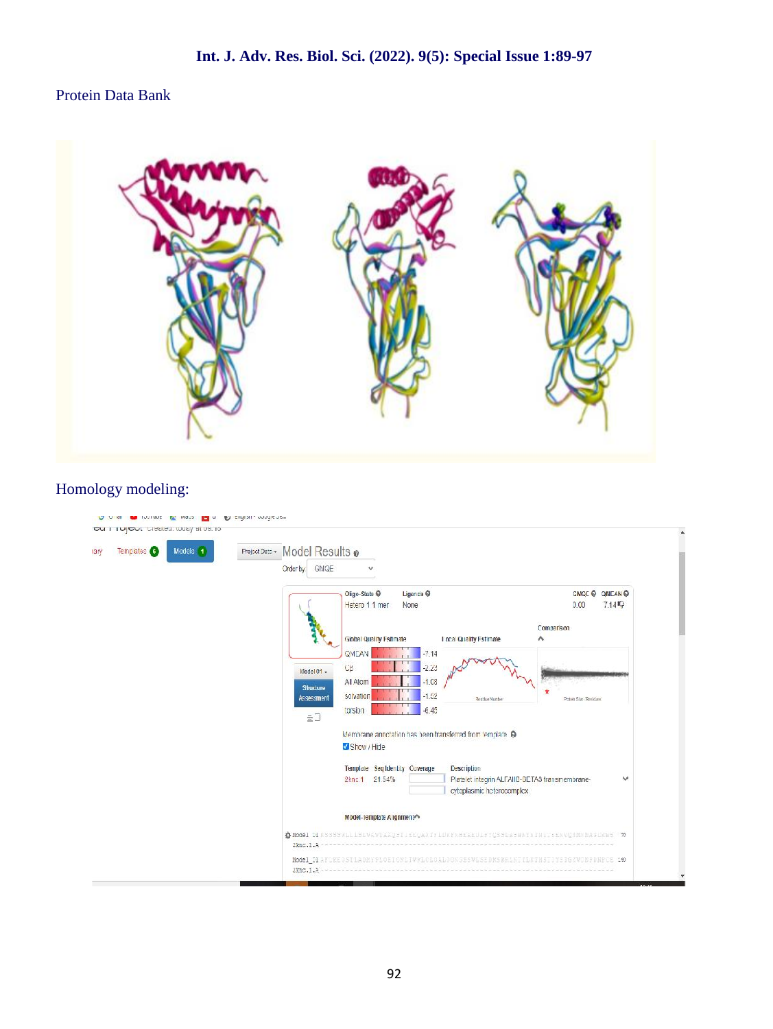Protein Data Bank

Homology modeling:

Templates 6

Models 1

Project Data

Model Results

Order by GMQE

Oligo-State Hetero 1 1 mer

Ligands None

GMQE 0.00

QMEAN 7.14

Model 01

Structure Assessment

Global Quality Estimate

QMEAN -7.14

Cβ -2.23

All Atom -1.08

solvation -1.52

torsion -6.45

Local Quality Estimate

Comparison

Residue Number

Protein Size (Residues)

Membrane annotation has been transferred from template

Show / Hide

Template: 2knc.1

Seq Identity: 21.54%

Coverage

Description: Platelet integrin ALFAIIB-BETA3 transmembrane-cytoplasmic heterocomplex

Model-Template Alignment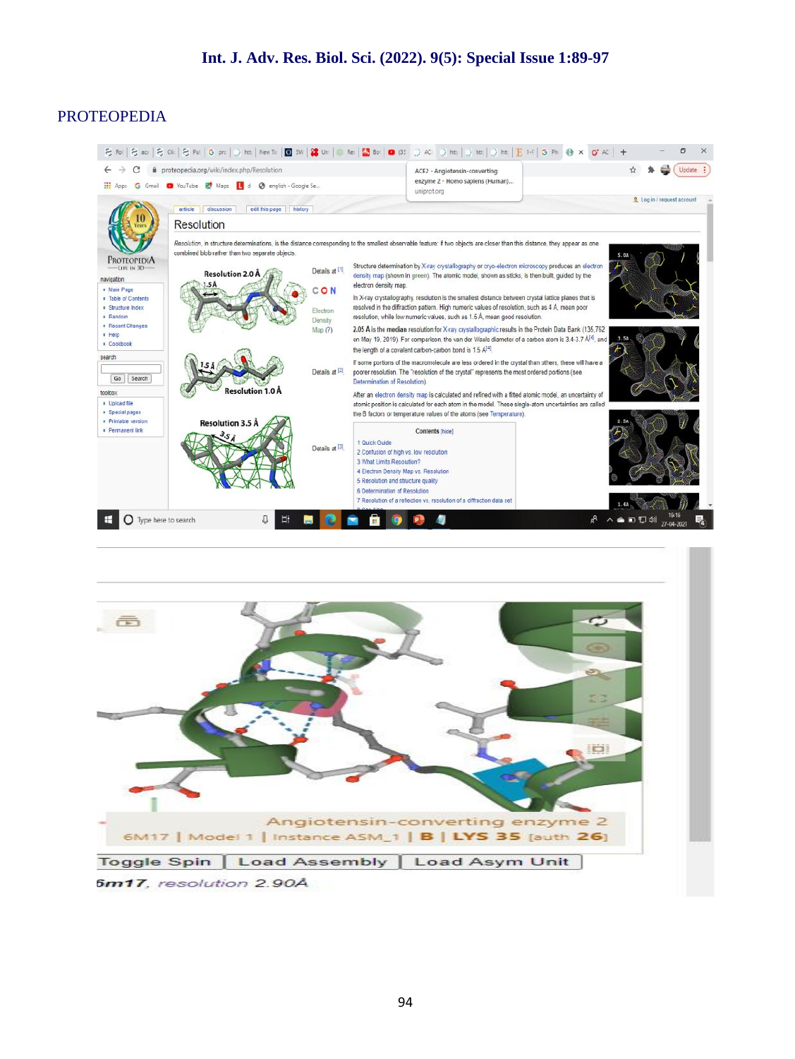PROTEOPEDIA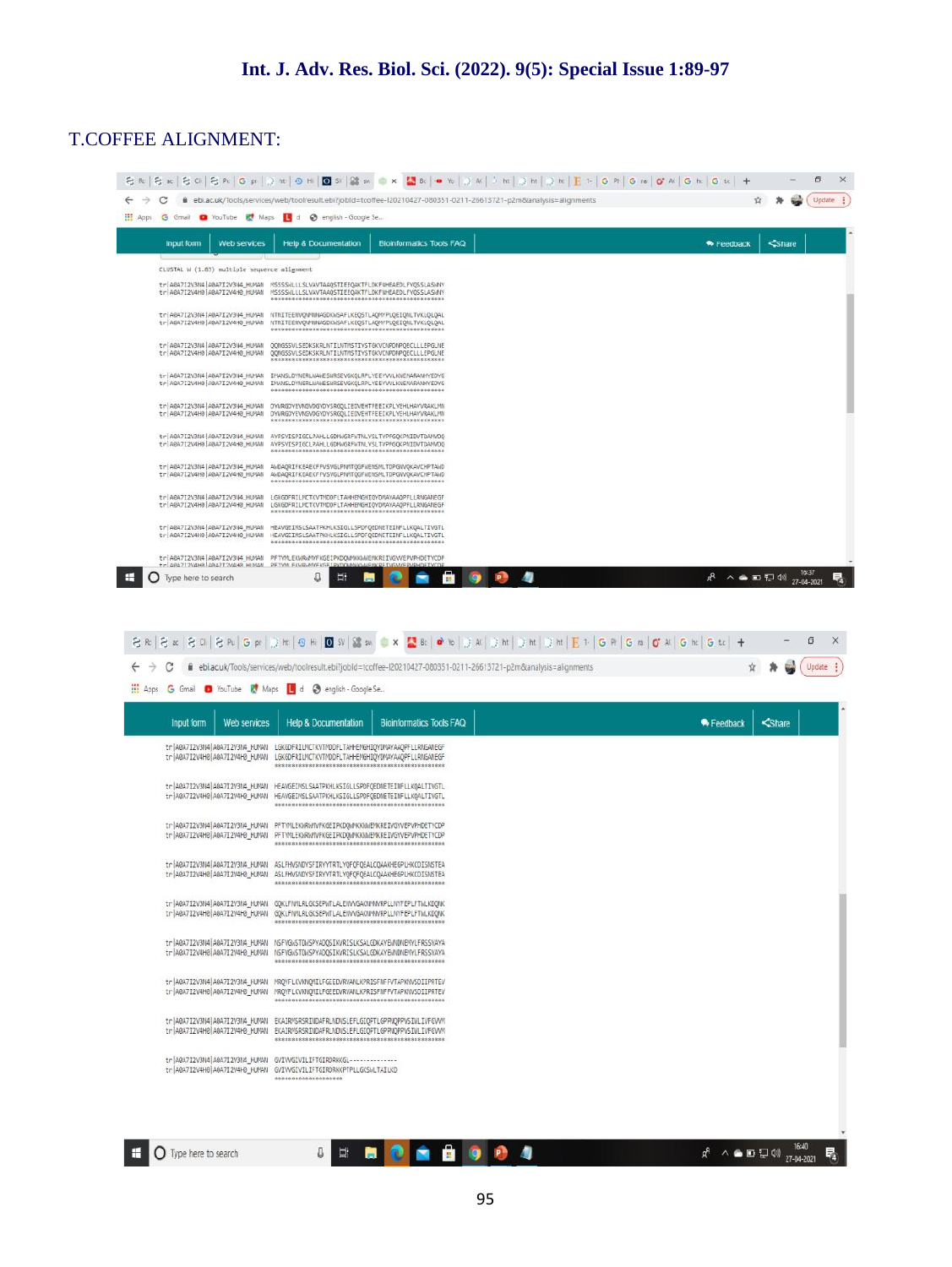## T.COFFEE ALIGNMENT:

```
CLUSTAL W (1.83) multiple sequence alignment

tr|A0A7I2V3N4|A0A7I2V3N4_HUMAN   MSSSSWLLLSLVAVTAAQSTIEEQAKTFLDKFNHEAEDLFYQSSLASWNY
tr|A0A7I2V4H0|A0A7I2V4H0_HUMAN   MSSSSWLLLSLVAVTAAQSTIEEQAKTFLDKFNHEAEDLFYQSSLASWNY
                                 **************************************************

tr|A0A7I2V3N4|A0A7I2V3N4_HUMAN   NTNITEENVQNMNNAGDKWSAFLKEQSTLAQMYPLQEIQNLTVKLQLQAL
tr|A0A7I2V4H0|A0A7I2V4H0_HUMAN   NTNITEENVQNMNNAGDKWSAFLKEQSTLAQMYPLQEIQNLTVKLQLQAL
                                 **************************************************

tr|A0A7I2V3N4|A0A7I2V3N4_HUMAN   QQNGSSVLSEDKSKRLNTILNTMSTIYSTGKVCNPDNPQECLLLEPGLNE
tr|A0A7I2V4H0|A0A7I2V4H0_HUMAN   QQNGSSVLSEDKSKRLNTILNTMSTIYSTGKVCNPDNPQECLLLEPGLNE
                                 **************************************************

tr|A0A7I2V3N4|A0A7I2V3N4_HUMAN   IMANSLDYNERLWAWESWRSEVGKQLRPLYEEYVVLKNEMARANHYEDYG
tr|A0A7I2V4H0|A0A7I2V4H0_HUMAN   IMANSLDYNERLWAWESWRSEVGKQLRPLYEEYVVLKNEMARANHYEDYG
                                 **************************************************

tr|A0A7I2V3N4|A0A7I2V3N4_HUMAN   DYWRGDYEVNGVDGYDYSRGQLIEDVEHTFEEIKPLYEHLHAYVRAKLMN
tr|A0A7I2V4H0|A0A7I2V4H0_HUMAN   DYWRGDYEVNGVDGYDYSRGQLIEDVEHTFEEIKPLYEHLHAYVRAKLMN
                                 **************************************************

tr|A0A7I2V3N4|A0A7I2V3N4_HUMAN   AYPSYISPIGCLPAHLLGDMWGRFWTNLYSLTVPFGQKPNIDVTDAMVDQ
tr|A0A7I2V4H0|A0A7I2V4H0_HUMAN   AYPSYISPIGCLPAHLLGDMWGRFWTNLYSLTVPFGQKPNIDVTDAMVDQ
                                 **************************************************

tr|A0A7I2V3N4|A0A7I2V3N4_HUMAN   AWDAQRIFKEAEKFFVSVGLPNMTQGFWENSMLTDPGNVQKAVCHPTAWD
tr|A0A7I2V4H0|A0A7I2V4H0_HUMAN   AWDAQRIFKEAEKFFVSVGLPNMTQGFWENSMLTDPGNVQKAVCHPTAWD
                                 **************************************************

tr|A0A7I2V3N4|A0A7I2V3N4_HUMAN   LGKGDFRILMCTKVTMDDFLTAHHEMGHIQYDMAYAAQPFLLRNGANEGF
tr|A0A7I2V4H0|A0A7I2V4H0_HUMAN   LGKGDFRILMCTKVTMDDFLTAHHEMGHIQYDMAYAAQPFLLRNGANEGF
                                 **************************************************

tr|A0A7I2V3N4|A0A7I2V3N4_HUMAN   HEAVGEIMSLSAATPKHLKSIGLLSPDFQEDNETEINFLLKQALTIVGTL
tr|A0A7I2V4H0|A0A7I2V4H0_HUMAN   HEAVGEIMSLSAATPKHLKSIGLLSPDFQEDNETEINFLLKQALTIVGTL
                                 **************************************************

tr|A0A7I2V3N4|A0A7I2V3N4_HUMAN   PFTYMLEKWRWMVFKGEIPKDQWMKKWWEMKREIVGVVEPVPHDETYCDP
tr|A0A7I2V4H0|A0A7I2V4H0_HUMAN   PFTYMLEKWRWMVFKGEIPKDQWMKKWWEMKREIVGVVEPVPHDETYCDP
                                 **************************************************

tr|A0A7I2V3N4|A0A7I2V3N4_HUMAN   ASLFHVSNDYSFIRYYTRTLYQFQFQEALCQAAKHEGPLHKCDISNSTEA
tr|A0A7I2V4H0|A0A7I2V4H0_HUMAN   ASLFHVSNDYSFIRYYTRTLYQFQFQEALCQAAKHEGPLHKCDISNSTEA
                                 **************************************************

tr|A0A7I2V3N4|A0A7I2V3N4_HUMAN   GQKLFNMLRLGKSEPWTLALENVVGAKNMNVRPLLNYFEPLFTWLKDQNK
tr|A0A7I2V4H0|A0A7I2V4H0_HUMAN   GQKLFNMLRLGKSEPWTLALENVVGAKNMNVRPLLNYFEPLFTWLKDQNK
                                 **************************************************

tr|A0A7I2V3N4|A0A7I2V3N4_HUMAN   NSFVGWSTDWSPYADQSIKVRISLKSALGDKAYEWNDNEMYLFRSSVAYA
tr|A0A7I2V4H0|A0A7I2V4H0_HUMAN   NSFVGWSTDWSPYADQSIKVRISLKSALGDKAYEWNDNEMYLFRSSVAYA
                                 **************************************************

tr|A0A7I2V3N4|A0A7I2V3N4_HUMAN   MRQYFLKVKNQMILFGEEDVRVANLKPRISFNFFVTAPKNVSDIIPRTEV
tr|A0A7I2V4H0|A0A7I2V4H0_HUMAN   MRQYFLKVKNQMILFGEEDVRVANLKPRISFNFFVTAPKNVSDIIPRTEV
                                 **************************************************

tr|A0A7I2V3N4|A0A7I2V3N4_HUMAN   EKAIRMSRSRINDAFRLNDNSLEFLGIQPTLGPPNQPPVSIWLIVFGVVM
tr|A0A7I2V4H0|A0A7I2V4H0_HUMAN   EKAIRMSRSRINDAFRLNDNSLEFLGIQPTLGPPNQPPVSIWLIVFGVVM
                                 **************************************************

tr|A0A7I2V3N4|A0A7I2V3N4_HUMAN   GVIVVGIVILIFTGIRDRKKGL--------------
tr|A0A7I2V4H0|A0A7I2V4H0_HUMAN   GVIVVGIVILIFTGIRDRKKPTPLLGKSWLTAILKD
                                 ********************
```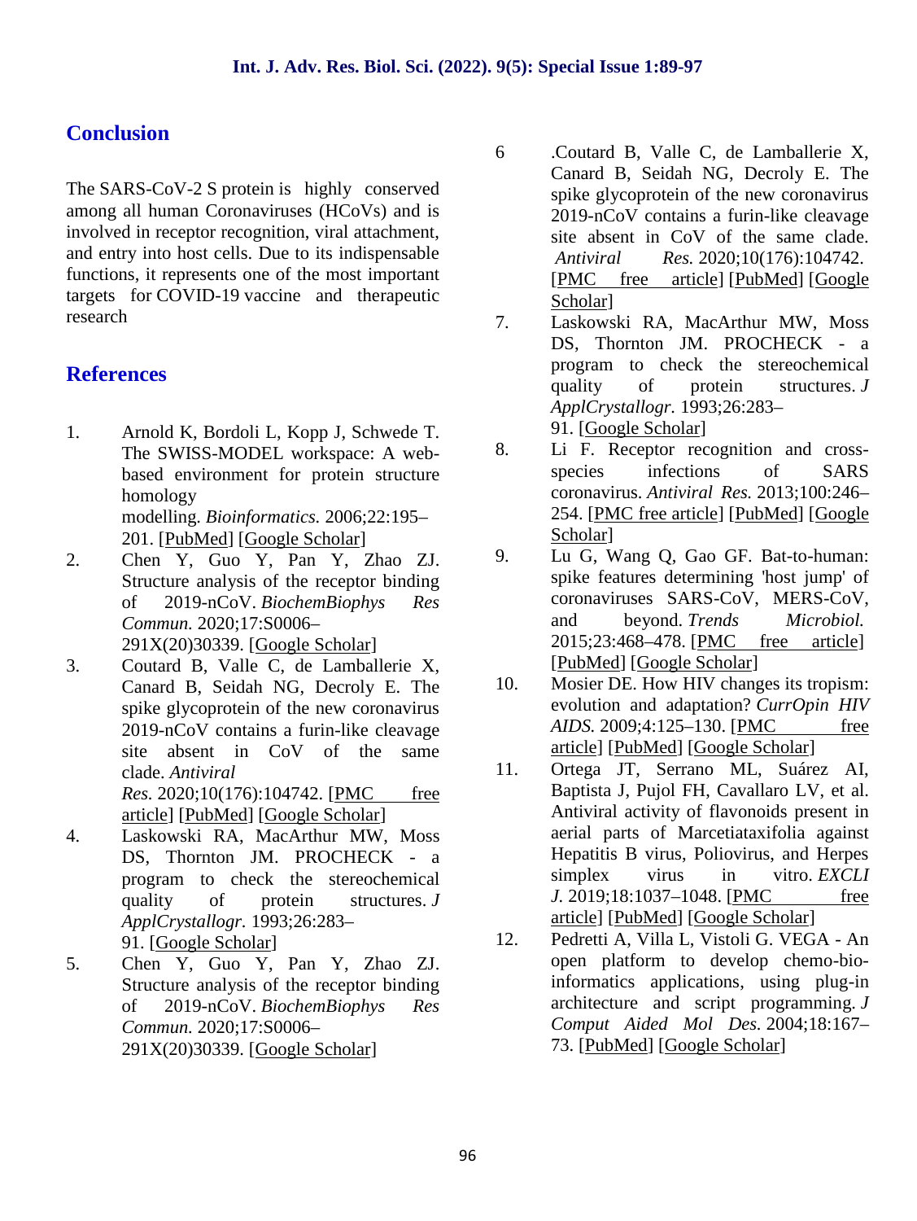## Conclusion

The SARS-CoV-2 S protein is highly conserved among all human Coronaviruses (HCoVs) and is involved in receptor recognition, viral attachment, and entry into host cells. Due to its indispensable functions, it represents one of the most important targets for COVID-19 vaccine and therapeutic research

## References

1. Arnold K, Bordoli L, Kopp J, Schwede T. The SWISS-MODEL workspace: A web-based environment for protein structure homology modelling. *Bioinformatics.* 2006;22:195–201. [PubMed] [Google Scholar]
2. Chen Y, Guo Y, Pan Y, Zhao ZJ. Structure analysis of the receptor binding of 2019-nCoV. *BiochemBiophys Res Commun.* 2020;17:S0006–291X(20)30339. [Google Scholar]
3. Coutard B, Valle C, de Lamballerie X, Canard B, Seidah NG, Decroly E. The spike glycoprotein of the new coronavirus 2019-nCoV contains a furin-like cleavage site absent in CoV of the same clade. *Antiviral Res.* 2020;10(176):104742. [PMC free article] [PubMed] [Google Scholar]
4. Laskowski RA, MacArthur MW, Moss DS, Thornton JM. PROCHECK - a program to check the stereochemical quality of protein structures. *J ApplCrystallogr.* 1993;26:283–91. [Google Scholar]
5. Chen Y, Guo Y, Pan Y, Zhao ZJ. Structure analysis of the receptor binding of 2019-nCoV. *BiochemBiophys Res Commun.* 2020;17:S0006–291X(20)30339. [Google Scholar]
6. .Coutard B, Valle C, de Lamballerie X, Canard B, Seidah NG, Decroly E. The spike glycoprotein of the new coronavirus 2019-nCoV contains a furin-like cleavage site absent in CoV of the same clade. *Antiviral Res.* 2020;10(176):104742. [PMC free article] [PubMed] [Google Scholar]
7. Laskowski RA, MacArthur MW, Moss DS, Thornton JM. PROCHECK - a program to check the stereochemical quality of protein structures. *J ApplCrystallogr.* 1993;26:283–91. [Google Scholar]
8. Li F. Receptor recognition and cross-species infections of SARS coronavirus. *Antiviral Res.* 2013;100:246–254. [PMC free article] [PubMed] [Google Scholar]
9. Lu G, Wang Q, Gao GF. Bat-to-human: spike features determining 'host jump' of coronaviruses SARS-CoV, MERS-CoV, and beyond. *Trends Microbiol.* 2015;23:468–478. [PMC free article] [PubMed] [Google Scholar]
10. Mosier DE. How HIV changes its tropism: evolution and adaptation? *CurrOpin HIV AIDS.* 2009;4:125–130. [PMC free article] [PubMed] [Google Scholar]
11. Ortega JT, Serrano ML, Suárez AI, Baptista J, Pujol FH, Cavallaro LV, et al. Antiviral activity of flavonoids present in aerial parts of Marcetiataxifolia against Hepatitis B virus, Poliovirus, and Herpes simplex virus in vitro. *EXCLI J.* 2019;18:1037–1048. [PMC free article] [PubMed] [Google Scholar]
12. Pedretti A, Villa L, Vistoli G. VEGA - An open platform to develop chemo-bio-informatics applications, using plug-in architecture and script programming. *J Comput Aided Mol Des.* 2004;18:167–73. [PubMed] [Google Scholar]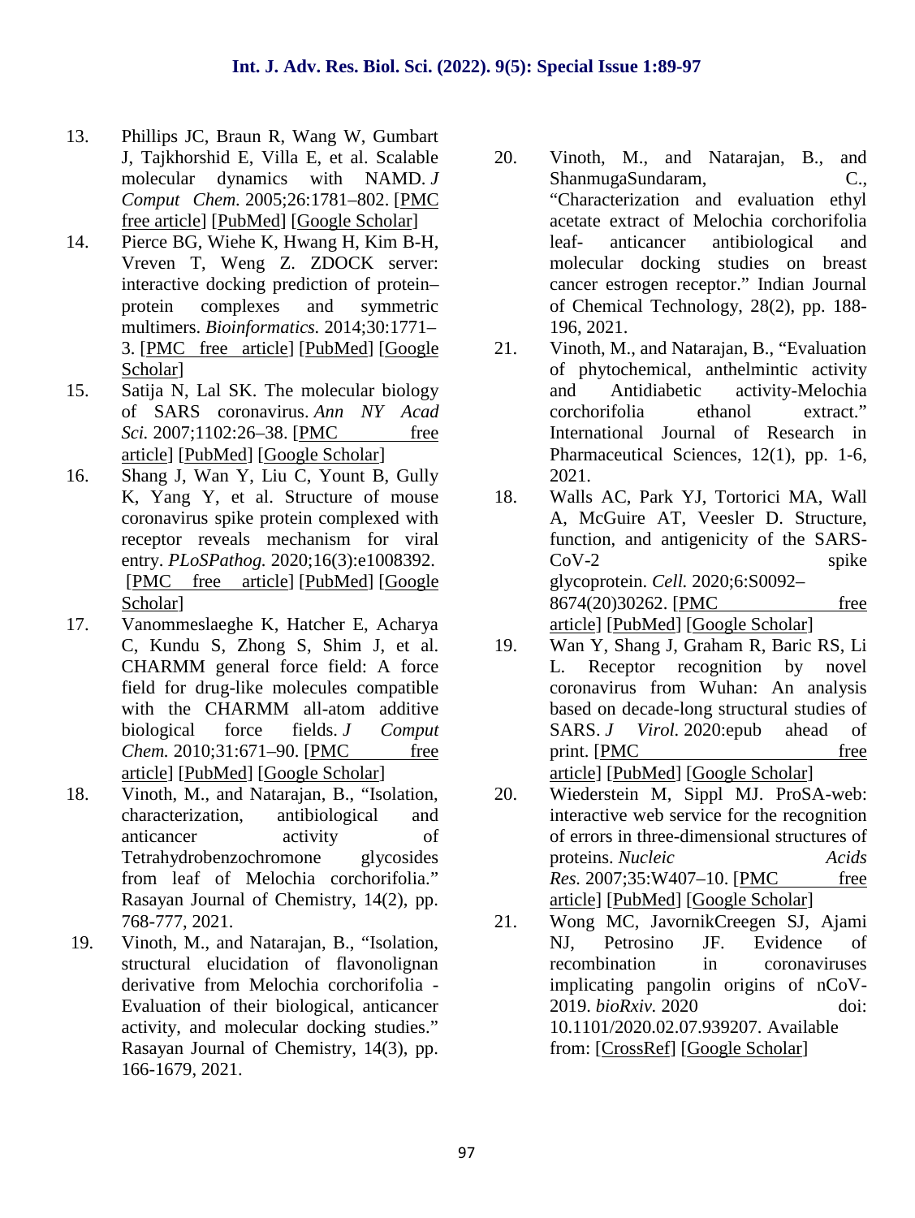13. Phillips JC, Braun R, Wang W, Gumbart J, Tajkhorshid E, Villa E, et al. Scalable molecular dynamics with NAMD. *J Comput Chem.* 2005;26:1781–802. [PMC free article] [PubMed] [Google Scholar]
14. Pierce BG, Wiehe K, Hwang H, Kim B-H, Vreven T, Weng Z. ZDOCK server: interactive docking prediction of protein–protein complexes and symmetric multimers. *Bioinformatics.* 2014;30:1771–3. [PMC free article] [PubMed] [Google Scholar]
15. Satija N, Lal SK. The molecular biology of SARS coronavirus. *Ann NY Acad Sci.* 2007;1102:26–38. [PMC free article] [PubMed] [Google Scholar]
16. Shang J, Wan Y, Liu C, Yount B, Gully K, Yang Y, et al. Structure of mouse coronavirus spike protein complexed with receptor reveals mechanism for viral entry. *PLoSPathog.* 2020;16(3):e1008392. [PMC free article] [PubMed] [Google Scholar]
17. Vanommeslaeghe K, Hatcher E, Acharya C, Kundu S, Zhong S, Shim J, et al. CHARMM general force field: A force field for drug-like molecules compatible with the CHARMM all-atom additive biological force fields. *J Comput Chem.* 2010;31:671–90. [PMC free article] [PubMed] [Google Scholar]
18. Vinoth, M., and Natarajan, B., "Isolation, characterization, antibiological and anticancer activity of Tetrahydrobenzochromone glycosides from leaf of Melochia corchorifolia." Rasayan Journal of Chemistry, 14(2), pp. 768-777, 2021.
19. Vinoth, M., and Natarajan, B., "Isolation, structural elucidation of flavonolignan derivative from Melochia corchorifolia - Evaluation of their biological, anticancer activity, and molecular docking studies." Rasayan Journal of Chemistry, 14(3), pp. 166-1679, 2021.
20. Vinoth, M., and Natarajan, B., and ShanmugaSundaram, C., "Characterization and evaluation ethyl acetate extract of Melochia corchorifolia leaf- anticancer antibiological and molecular docking studies on breast cancer estrogen receptor." Indian Journal of Chemical Technology, 28(2), pp. 188-196, 2021.
21. Vinoth, M., and Natarajan, B., "Evaluation of phytochemical, anthelmintic activity and Antidiabetic activity-Melochia corchorifolia ethanol extract." International Journal of Research in Pharmaceutical Sciences, 12(1), pp. 1-6, 2021.
18. Walls AC, Park YJ, Tortorici MA, Wall A, McGuire AT, Veesler D. Structure, function, and antigenicity of the SARS-CoV-2 spike glycoprotein. *Cell.* 2020;6:S0092–8674(20)30262. [PMC free article] [PubMed] [Google Scholar]
19. Wan Y, Shang J, Graham R, Baric RS, Li L. Receptor recognition by novel coronavirus from Wuhan: An analysis based on decade-long structural studies of SARS. *J Virol.* 2020:epub ahead of print. [PMC free article] [PubMed] [Google Scholar]
20. Wiederstein M, Sippl MJ. ProSA-web: interactive web service for the recognition of errors in three-dimensional structures of proteins. *Nucleic Acids Res.* 2007;35:W407–10. [PMC free article] [PubMed] [Google Scholar]
21. Wong MC, JavornikCreegen SJ, Ajami NJ, Petrosino JF. Evidence of recombination in coronaviruses implicating pangolin origins of nCoV-2019. *bioRxiv.* 2020 doi: 10.1101/2020.02.07.939207. Available from: [CrossRef] [Google Scholar]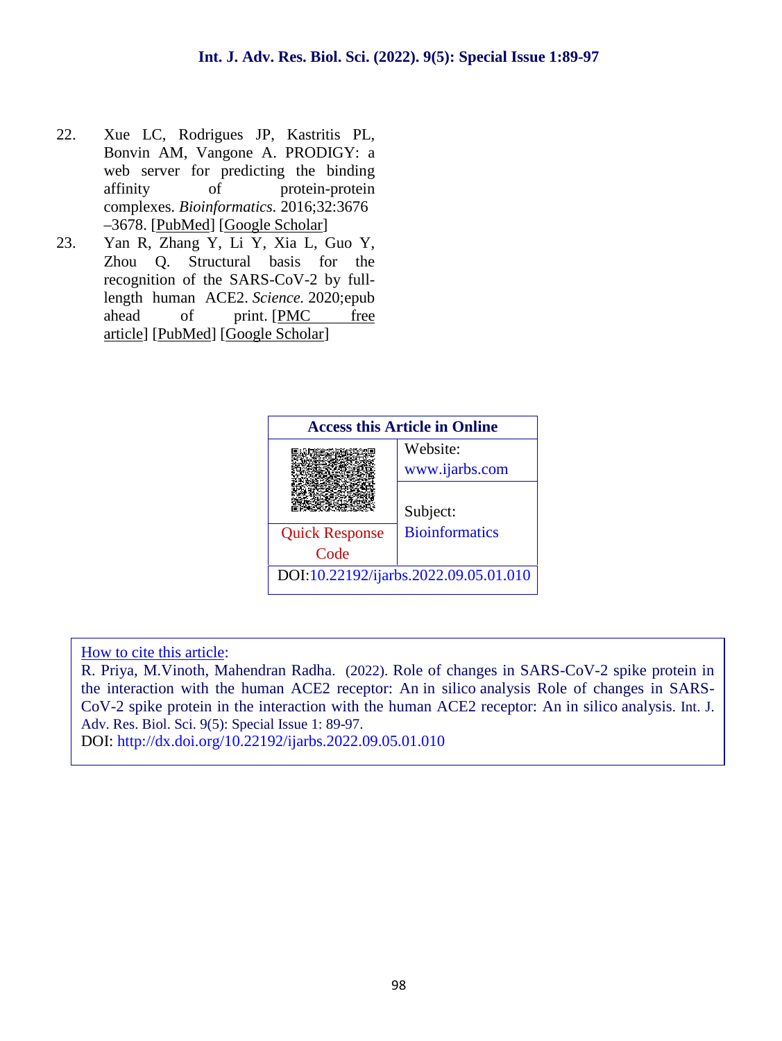22. Xue LC, Rodrigues JP, Kastritis PL, Bonvin AM, Vangone A. PRODIGY: a web server for predicting the binding affinity of protein-protein complexes. *Bioinformatics.* 2016;32:3676 –3678. [PubMed] [Google Scholar]
23. Yan R, Zhang Y, Li Y, Xia L, Guo Y, Zhou Q. Structural basis for the recognition of the SARS-CoV-2 by full-length human ACE2. *Science.* 2020;epub ahead of print. [PMC free article] [PubMed] [Google Scholar]

| Access this Article in Online | |
|---|---|
| | Website: www.ijarbs.com |
| Quick Response Code | Subject: Bioinformatics |
| DOI:10.22192/ijarbs.2022.09.05.01.010 | |

How to cite this article:
R. Priya, M.Vinoth, Mahendran Radha. (2022). Role of changes in SARS-CoV-2 spike protein in the interaction with the human ACE2 receptor: An in silico analysis Role of changes in SARS-CoV-2 spike protein in the interaction with the human ACE2 receptor: An in silico analysis. Int. J. Adv. Res. Biol. Sci. 9(5): Special Issue 1: 89-97.
DOI: http://dx.doi.org/10.22192/ijarbs.2022.09.05.01.010